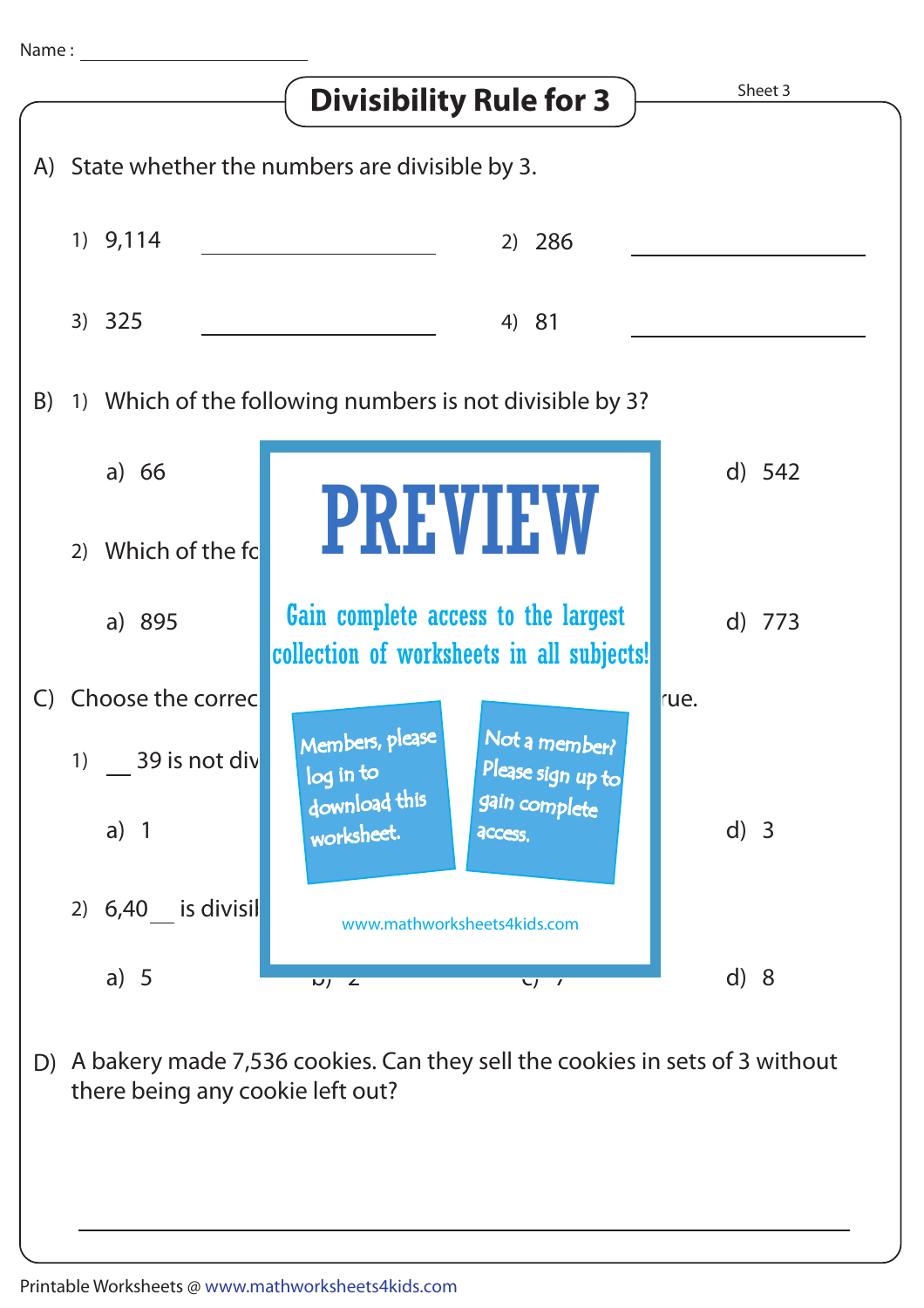Name : ______________________

# Divisibility Rule for 3

Sheet 3

A) State whether the numbers are divisible by 3.

1) 9,114 ______________ 2) 286 ______________

3) 325 ______________ 4) 81 ______________

B) 1) Which of the following numbers is not divisible by 3?

a) 66 d) 542

2) Which of the fc

a) 895 d) 773

C) Choose the correc rue.

1) __ 39 is not div

a) 1 d) 3

2) 6,40__ is divisil

a) 5 d) 8

# PREVIEW

Gain complete access to the largest collection of worksheets in all subjects!

Members, please log in to download this worksheet.

Not a member? Please sign up to gain complete access.

www.mathworksheets4kids.com

D) A bakery made 7,536 cookies. Can they sell the cookies in sets of 3 without there being any cookie left out?

______________________________________________

Printable Worksheets @ www.mathworksheets4kids.com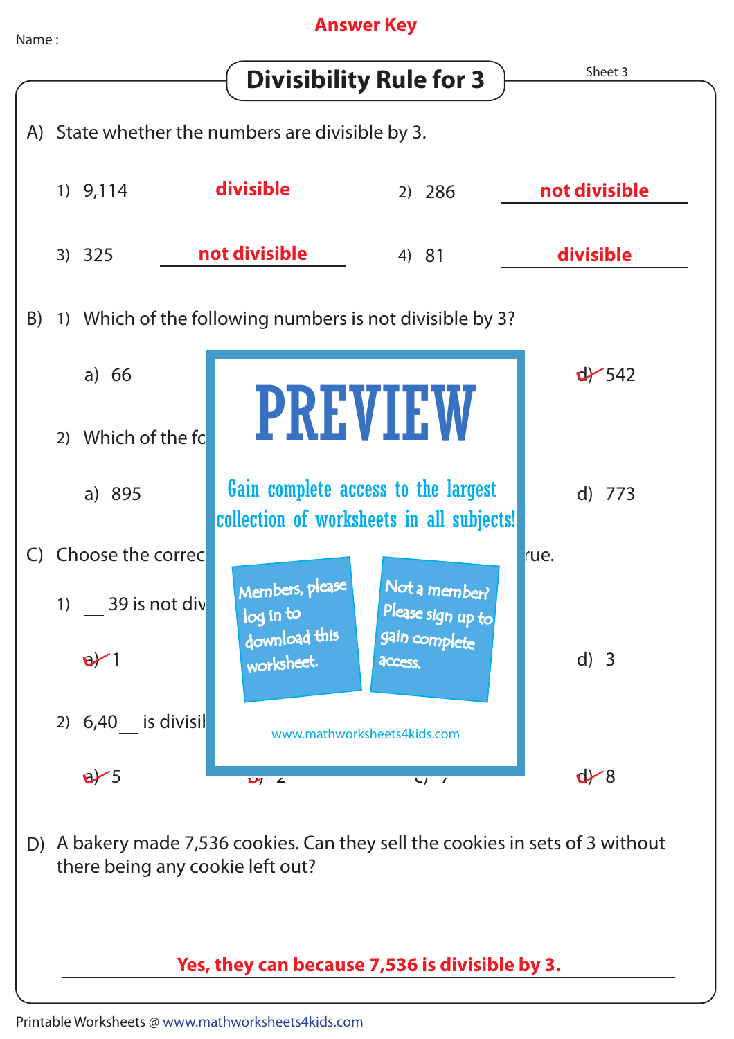Answer Key

Name :

# Divisibility Rule for 3

Sheet 3

A) State whether the numbers are divisible by 3.

1) 9,114 **divisible**

2) 286 **not divisible**

3) 325 **not divisible**

4) 81 **divisible**

B) 1) Which of the following numbers is not divisible by 3?

a) 66

d) 542

2) Which of the fo

a) 895

d) 773

C) Choose the correc ... rue.

1) __ 39 is not div

a) 1

d) 3

2) 6,40__ is divisil

a) 5

d) 8

PREVIEW

Gain complete access to the largest collection of worksheets in all subjects!

Members, please log in to download this worksheet.

Not a member? Please sign up to gain complete access.

www.mathworksheets4kids.com

D) A bakery made 7,536 cookies. Can they sell the cookies in sets of 3 without there being any cookie left out?

**Yes, they can because 7,536 is divisible by 3.**

Printable Worksheets @ www.mathworksheets4kids.com